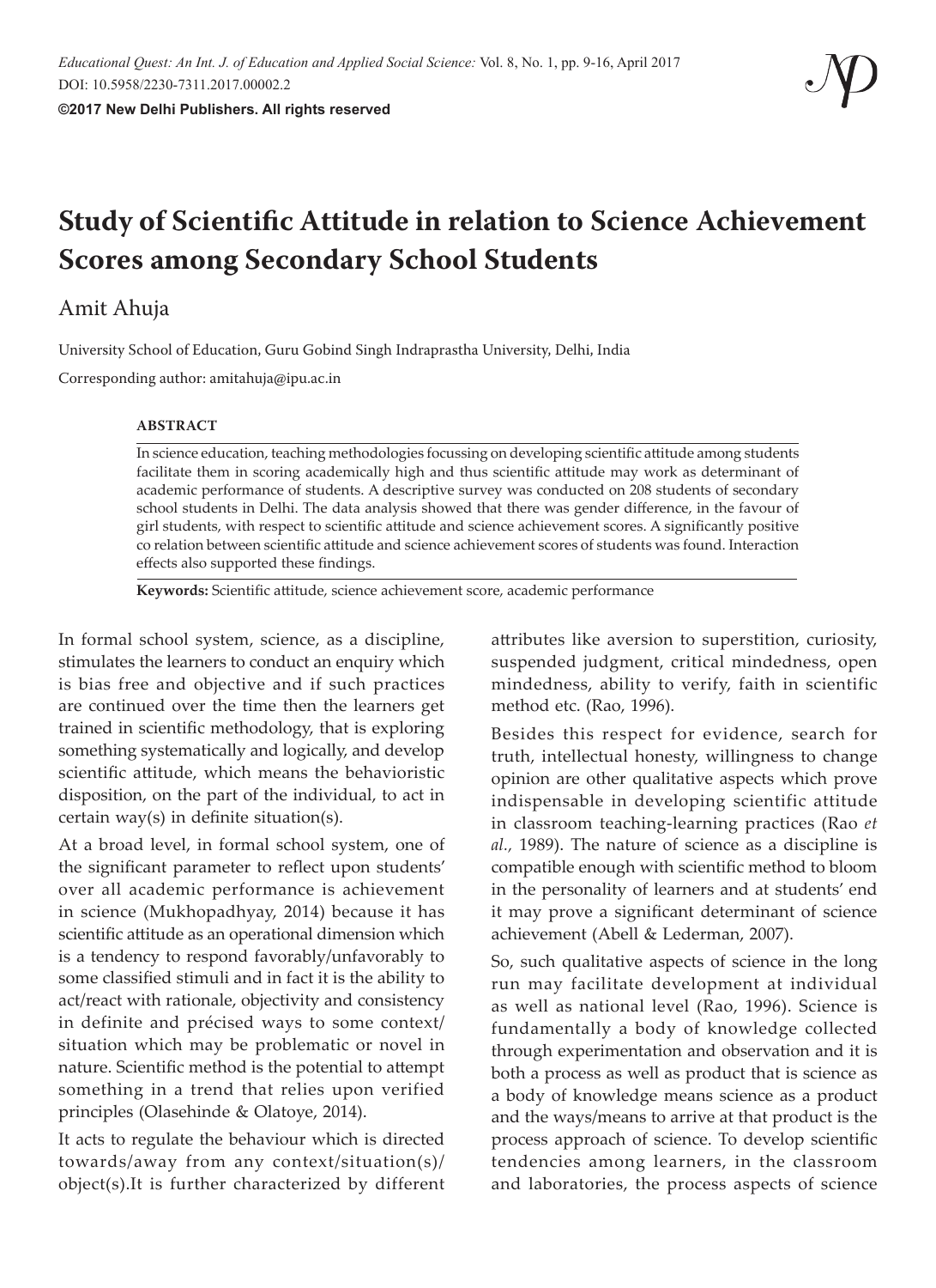# Study of Scientific Attitude in relation to Science Achievement Scores among Secondary School Students

Amit Ahuja

University School of Education, Guru Gobind Singh Indraprastha University, Delhi, India

Corresponding author: amitahuja@ipu.ac.in

**ABSTRACT**

In science education, teaching methodologies focussing on developing scientific attitude among students facilitate them in scoring academically high and thus scientific attitude may work as determinant of academic performance of students. A descriptive survey was conducted on 208 students of secondary school students in Delhi. The data analysis showed that there was gender difference, in the favour of girl students, with respect to scientific attitude and science achievement scores. A significantly positive co relation between scientific attitude and science achievement scores of students was found. Interaction effects also supported these findings.

**Keywords:** Scientific attitude, science achievement score, academic performance

In formal school system, science, as a discipline, stimulates the learners to conduct an enquiry which is bias free and objective and if such practices are continued over the time then the learners get trained in scientific methodology, that is exploring something systematically and logically, and develop scientific attitude, which means the behavioristic disposition, on the part of the individual, to act in certain way(s) in definite situation(s).

At a broad level, in formal school system, one of the significant parameter to reflect upon students' over all academic performance is achievement in science (Mukhopadhyay, 2014) because it has scientific attitude as an operational dimension which is a tendency to respond favorably/unfavorably to some classified stimuli and in fact it is the ability to act/react with rationale, objectivity and consistency in definite and précised ways to some context/situation which may be problematic or novel in nature. Scientific method is the potential to attempt something in a trend that relies upon verified principles (Olasehinde & Olatoye, 2014).

It acts to regulate the behaviour which is directed towards/away from any context/situation(s)/object(s).It is further characterized by different attributes like aversion to superstition, curiosity, suspended judgment, critical mindedness, open mindedness, ability to verify, faith in scientific method etc. (Rao, 1996).

Besides this respect for evidence, search for truth, intellectual honesty, willingness to change opinion are other qualitative aspects which prove indispensable in developing scientific attitude in classroom teaching-learning practices (Rao *et al.,* 1989). The nature of science as a discipline is compatible enough with scientific method to bloom in the personality of learners and at students' end it may prove a significant determinant of science achievement (Abell & Lederman, 2007).

So, such qualitative aspects of science in the long run may facilitate development at individual as well as national level (Rao, 1996). Science is fundamentally a body of knowledge collected through experimentation and observation and it is both a process as well as product that is science as a body of knowledge means science as a product and the ways/means to arrive at that product is the process approach of science. To develop scientific tendencies among learners, in the classroom and laboratories, the process aspects of science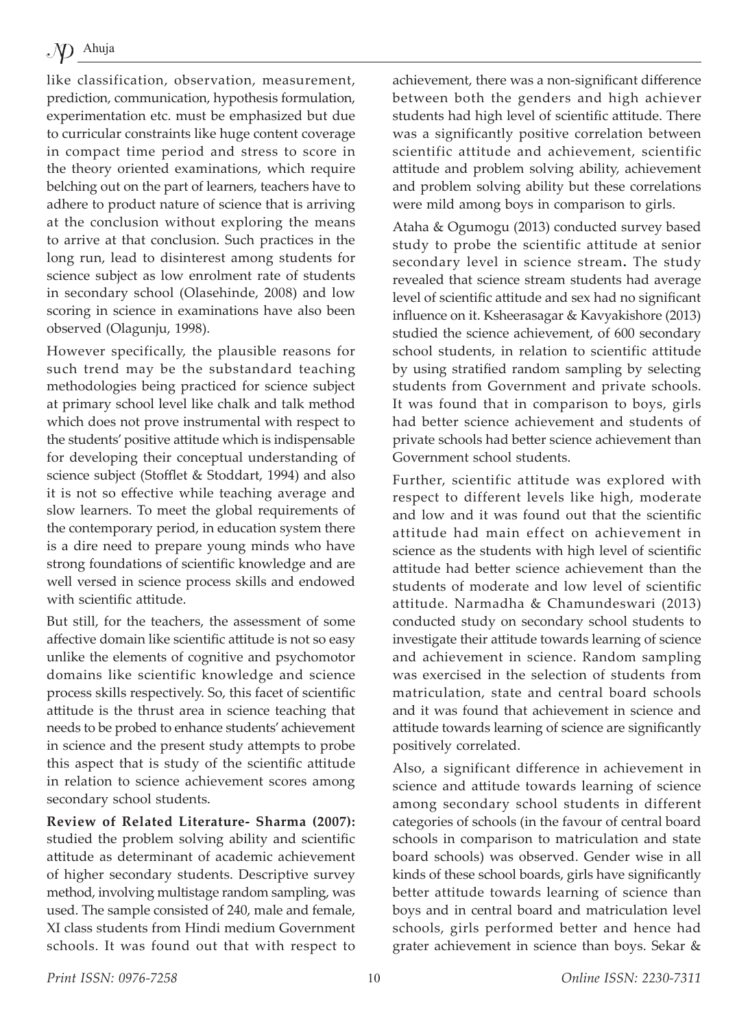like classification, observation, measurement, prediction, communication, hypothesis formulation, experimentation etc. must be emphasized but due to curricular constraints like huge content coverage in compact time period and stress to score in the theory oriented examinations, which require belching out on the part of learners, teachers have to adhere to product nature of science that is arriving at the conclusion without exploring the means to arrive at that conclusion. Such practices in the long run, lead to disinterest among students for science subject as low enrolment rate of students in secondary school (Olasehinde, 2008) and low scoring in science in examinations have also been observed (Olagunju, 1998).

However specifically, the plausible reasons for such trend may be the substandard teaching methodologies being practiced for science subject at primary school level like chalk and talk method which does not prove instrumental with respect to the students' positive attitude which is indispensable for developing their conceptual understanding of science subject (Stofflet & Stoddart, 1994) and also it is not so effective while teaching average and slow learners. To meet the global requirements of the contemporary period, in education system there is a dire need to prepare young minds who have strong foundations of scientific knowledge and are well versed in science process skills and endowed with scientific attitude.

But still, for the teachers, the assessment of some affective domain like scientific attitude is not so easy unlike the elements of cognitive and psychomotor domains like scientific knowledge and science process skills respectively. So, this facet of scientific attitude is the thrust area in science teaching that needs to be probed to enhance students' achievement in science and the present study attempts to probe this aspect that is study of the scientific attitude in relation to science achievement scores among secondary school students.

**Review of Related Literature- Sharma (2007):** studied the problem solving ability and scientific attitude as determinant of academic achievement of higher secondary students. Descriptive survey method, involving multistage random sampling, was used. The sample consisted of 240, male and female, XI class students from Hindi medium Government schools. It was found out that with respect to achievement, there was a non-significant difference between both the genders and high achiever students had high level of scientific attitude. There was a significantly positive correlation between scientific attitude and achievement, scientific attitude and problem solving ability, achievement and problem solving ability but these correlations were mild among boys in comparison to girls.

Ataha & Ogumogu (2013) conducted survey based study to probe the scientific attitude at senior secondary level in science stream**.** The study revealed that science stream students had average level of scientific attitude and sex had no significant influence on it. Ksheerasagar & Kavyakishore (2013) studied the science achievement, of 600 secondary school students, in relation to scientific attitude by using stratified random sampling by selecting students from Government and private schools. It was found that in comparison to boys, girls had better science achievement and students of private schools had better science achievement than Government school students.

Further, scientific attitude was explored with respect to different levels like high, moderate and low and it was found out that the scientific attitude had main effect on achievement in science as the students with high level of scientific attitude had better science achievement than the students of moderate and low level of scientific attitude. Narmadha & Chamundeswari (2013) conducted study on secondary school students to investigate their attitude towards learning of science and achievement in science. Random sampling was exercised in the selection of students from matriculation, state and central board schools and it was found that achievement in science and attitude towards learning of science are significantly positively correlated.

Also, a significant difference in achievement in science and attitude towards learning of science among secondary school students in different categories of schools (in the favour of central board schools in comparison to matriculation and state board schools) was observed. Gender wise in all kinds of these school boards, girls have significantly better attitude towards learning of science than boys and in central board and matriculation level schools, girls performed better and hence had grater achievement in science than boys. Sekar &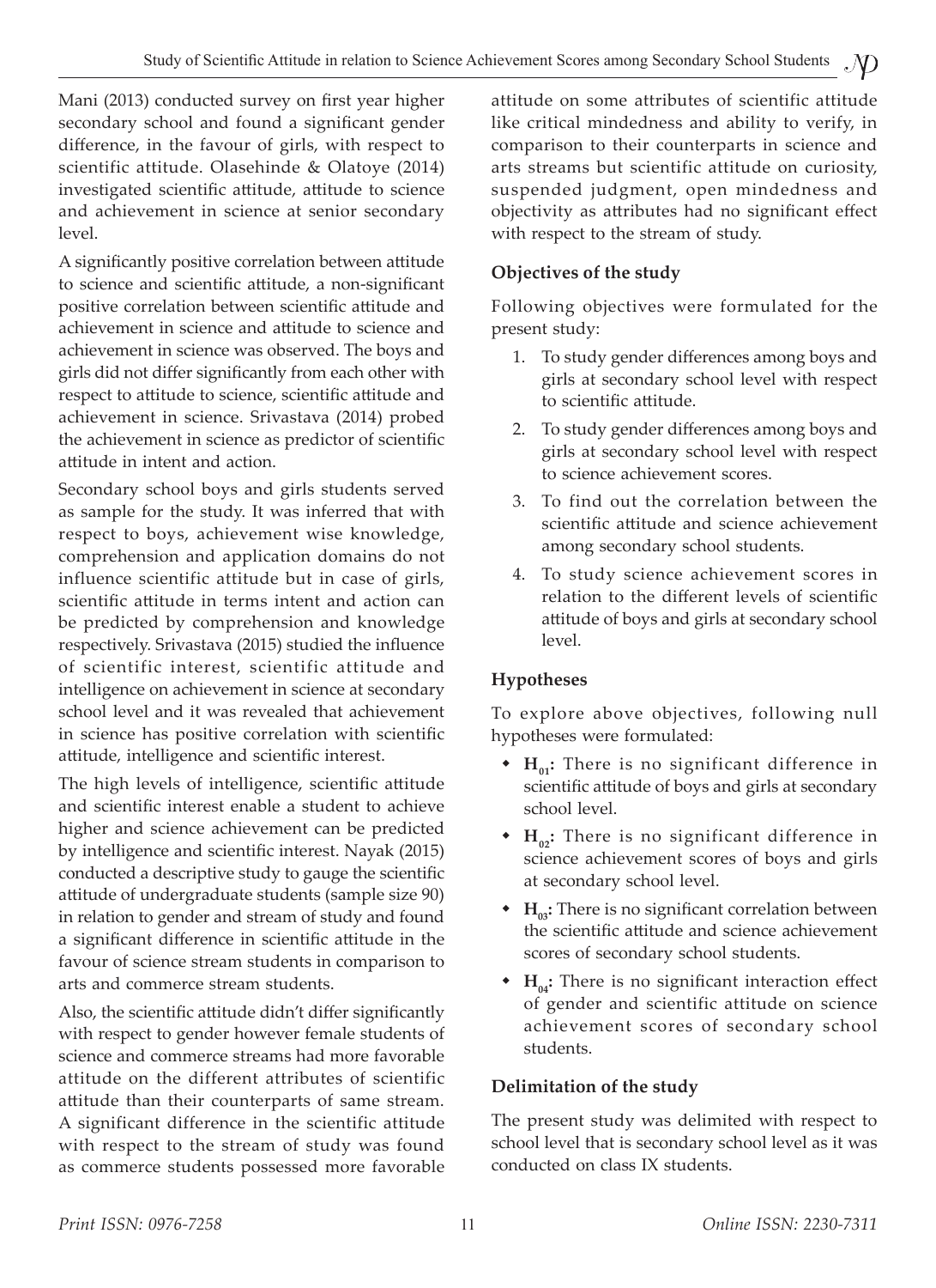Mani (2013) conducted survey on first year higher secondary school and found a significant gender difference, in the favour of girls, with respect to scientific attitude. Olasehinde & Olatoye (2014) investigated scientific attitude, attitude to science and achievement in science at senior secondary level.

A significantly positive correlation between attitude to science and scientific attitude, a non-significant positive correlation between scientific attitude and achievement in science and attitude to science and achievement in science was observed. The boys and girls did not differ significantly from each other with respect to attitude to science, scientific attitude and achievement in science. Srivastava (2014) probed the achievement in science as predictor of scientific attitude in intent and action.

Secondary school boys and girls students served as sample for the study. It was inferred that with respect to boys, achievement wise knowledge, comprehension and application domains do not influence scientific attitude but in case of girls, scientific attitude in terms intent and action can be predicted by comprehension and knowledge respectively. Srivastava (2015) studied the influence of scientific interest, scientific attitude and intelligence on achievement in science at secondary school level and it was revealed that achievement in science has positive correlation with scientific attitude, intelligence and scientific interest.

The high levels of intelligence, scientific attitude and scientific interest enable a student to achieve higher and science achievement can be predicted by intelligence and scientific interest. Nayak (2015) conducted a descriptive study to gauge the scientific attitude of undergraduate students (sample size 90) in relation to gender and stream of study and found a significant difference in scientific attitude in the favour of science stream students in comparison to arts and commerce stream students.

Also, the scientific attitude didn't differ significantly with respect to gender however female students of science and commerce streams had more favorable attitude on the different attributes of scientific attitude than their counterparts of same stream. A significant difference in the scientific attitude with respect to the stream of study was found as commerce students possessed more favorable attitude on some attributes of scientific attitude like critical mindedness and ability to verify, in comparison to their counterparts in science and arts streams but scientific attitude on curiosity, suspended judgment, open mindedness and objectivity as attributes had no significant effect with respect to the stream of study.

### Objectives of the study

Following objectives were formulated for the present study:

1. To study gender differences among boys and girls at secondary school level with respect to scientific attitude.
2. To study gender differences among boys and girls at secondary school level with respect to science achievement scores.
3. To find out the correlation between the scientific attitude and science achievement among secondary school students.
4. To study science achievement scores in relation to the different levels of scientific attitude of boys and girls at secondary school level.

### Hypotheses

To explore above objectives, following null hypotheses were formulated:

- **$H_{01}$:** There is no significant difference in scientific attitude of boys and girls at secondary school level.
- **$H_{02}$:** There is no significant difference in science achievement scores of boys and girls at secondary school level.
- **$H_{03}$:** There is no significant correlation between the scientific attitude and science achievement scores of secondary school students.
- **$H_{04}$:** There is no significant interaction effect of gender and scientific attitude on science achievement scores of secondary school students.

### Delimitation of the study

The present study was delimited with respect to school level that is secondary school level as it was conducted on class IX students.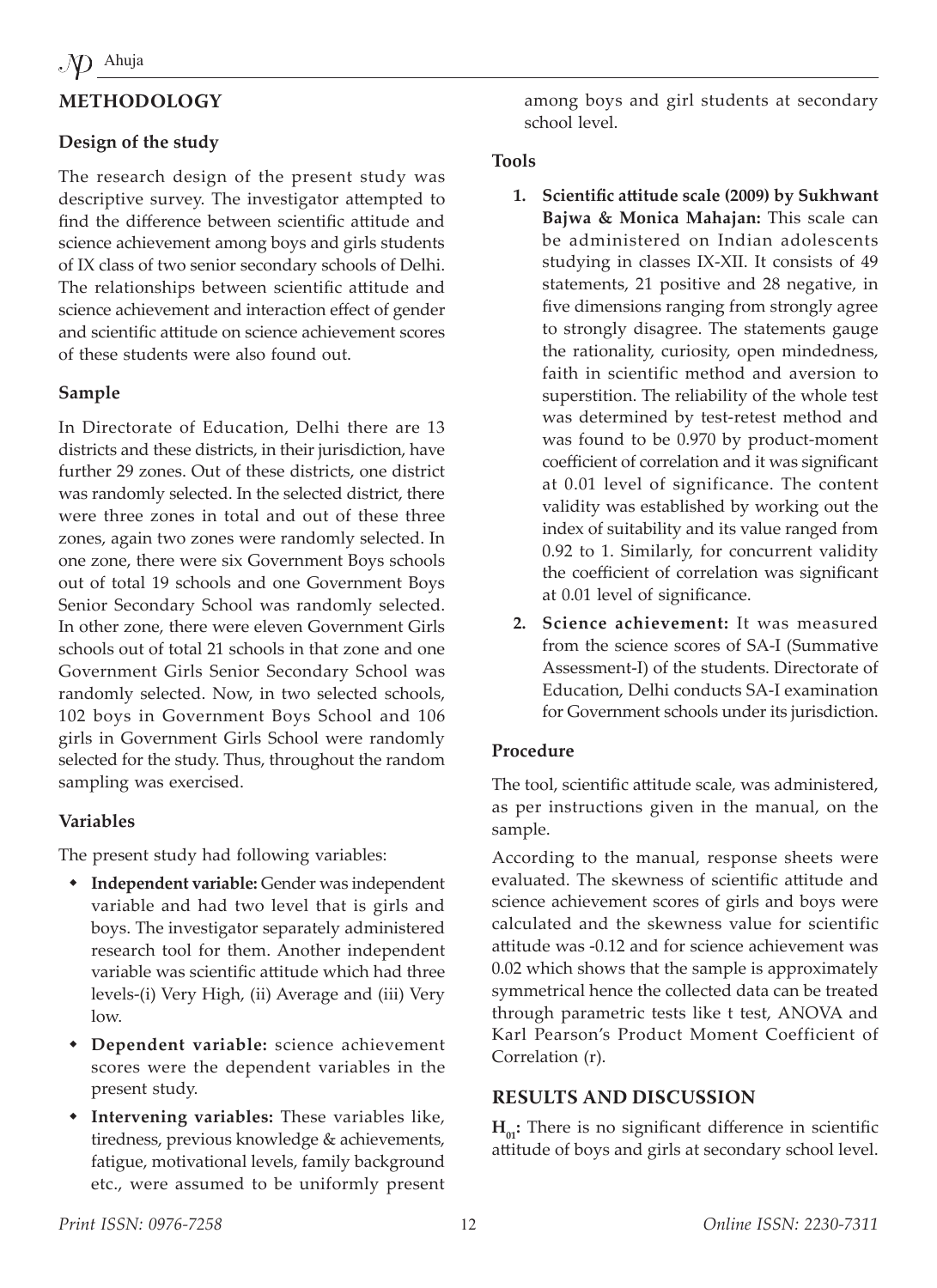## METHODOLOGY

### Design of the study

The research design of the present study was descriptive survey. The investigator attempted to find the difference between scientific attitude and science achievement among boys and girls students of IX class of two senior secondary schools of Delhi. The relationships between scientific attitude and science achievement and interaction effect of gender and scientific attitude on science achievement scores of these students were also found out.

### Sample

In Directorate of Education, Delhi there are 13 districts and these districts, in their jurisdiction, have further 29 zones. Out of these districts, one district was randomly selected. In the selected district, there were three zones in total and out of these three zones, again two zones were randomly selected. In one zone, there were six Government Boys schools out of total 19 schools and one Government Boys Senior Secondary School was randomly selected. In other zone, there were eleven Government Girls schools out of total 21 schools in that zone and one Government Girls Senior Secondary School was randomly selected. Now, in two selected schools, 102 boys in Government Boys School and 106 girls in Government Girls School were randomly selected for the study. Thus, throughout the random sampling was exercised.

### Variables

The present study had following variables:

- **Independent variable:** Gender was independent variable and had two level that is girls and boys. The investigator separately administered research tool for them. Another independent variable was scientific attitude which had three levels-(i) Very High, (ii) Average and (iii) Very low.
- **Dependent variable:** science achievement scores were the dependent variables in the present study.
- **Intervening variables:** These variables like, tiredness, previous knowledge & achievements, fatigue, motivational levels, family background etc., were assumed to be uniformly present among boys and girl students at secondary school level.

### Tools

1. **Scientific attitude scale (2009) by Sukhwant Bajwa & Monica Mahajan:** This scale can be administered on Indian adolescents studying in classes IX-XII. It consists of 49 statements, 21 positive and 28 negative, in five dimensions ranging from strongly agree to strongly disagree. The statements gauge the rationality, curiosity, open mindedness, faith in scientific method and aversion to superstition. The reliability of the whole test was determined by test-retest method and was found to be 0.970 by product-moment coefficient of correlation and it was significant at 0.01 level of significance. The content validity was established by working out the index of suitability and its value ranged from 0.92 to 1. Similarly, for concurrent validity the coefficient of correlation was significant at 0.01 level of significance.
2. **Science achievement:** It was measured from the science scores of SA-I (Summative Assessment-I) of the students. Directorate of Education, Delhi conducts SA-I examination for Government schools under its jurisdiction.

### Procedure

The tool, scientific attitude scale, was administered, as per instructions given in the manual, on the sample.

According to the manual, response sheets were evaluated. The skewness of scientific attitude and science achievement scores of girls and boys were calculated and the skewness value for scientific attitude was -0.12 and for science achievement was 0.02 which shows that the sample is approximately symmetrical hence the collected data can be treated through parametric tests like t test, ANOVA and Karl Pearson's Product Moment Coefficient of Correlation (r).

## RESULTS AND DISCUSSION

**$H_{01}$:** There is no significant difference in scientific attitude of boys and girls at secondary school level.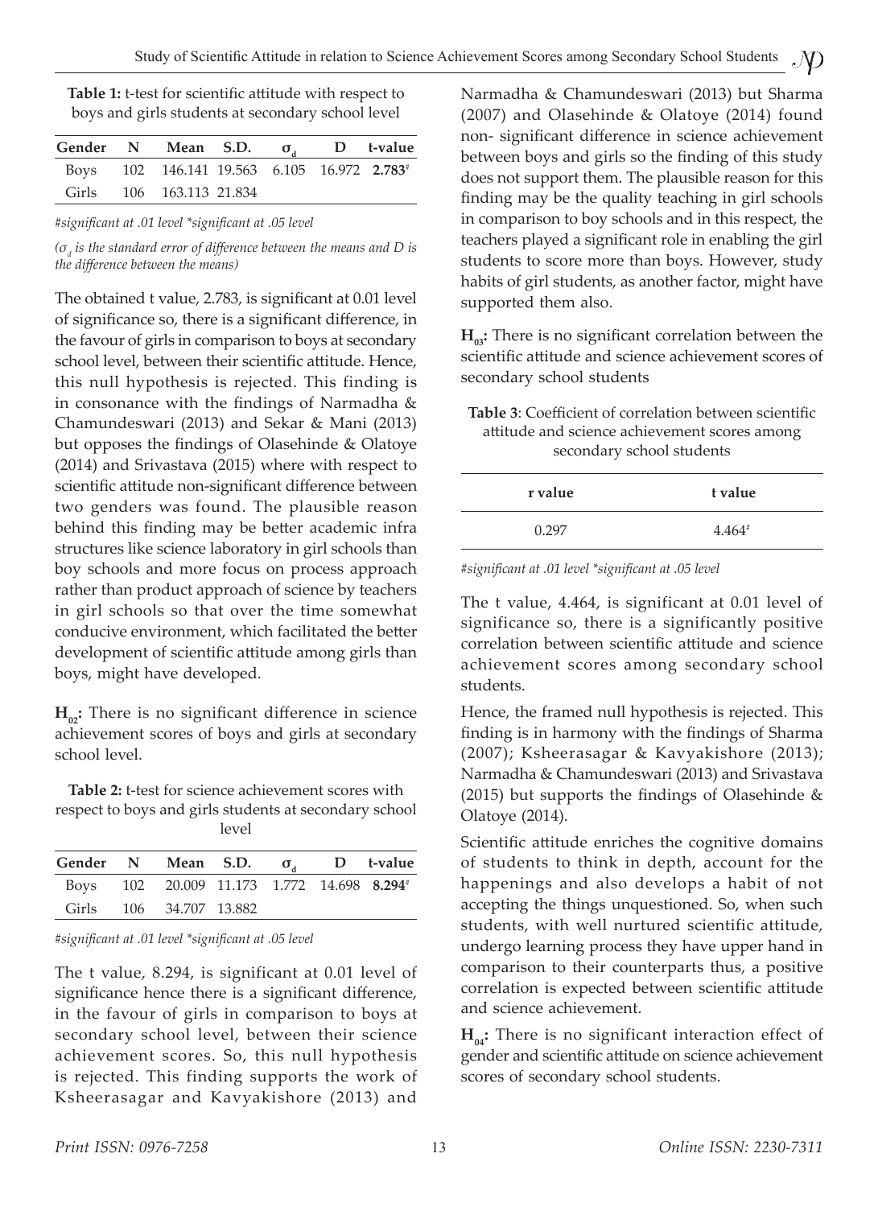**Table 1:** t-test for scientific attitude with respect to boys and girls students at secondary school level

| Gender | N | Mean | S.D. | $\sigma_d$ | D | t-value |
|---|---|---|---|---|---|---|
| Boys | 102 | 146.141 | 19.563 | 6.105 | 16.972 | **2.783#** |
| Girls | 106 | 163.113 | 21.834 | | | |

*#significant at .01 level \*significant at .05 level*

*($\sigma_d$ is the standard error of difference between the means and D is the difference between the means)*

The obtained t value, 2.783, is significant at 0.01 level of significance so, there is a significant difference, in the favour of girls in comparison to boys at secondary school level, between their scientific attitude. Hence, this null hypothesis is rejected. This finding is in consonance with the findings of Narmadha & Chamundeswari (2013) and Sekar & Mani (2013) but opposes the findings of Olasehinde & Olatoye (2014) and Srivastava (2015) where with respect to scientific attitude non-significant difference between two genders was found. The plausible reason behind this finding may be better academic infra structures like science laboratory in girl schools than boy schools and more focus on process approach rather than product approach of science by teachers in girl schools so that over the time somewhat conducive environment, which facilitated the better development of scientific attitude among girls than boys, might have developed.

**$H_{02}$:** There is no significant difference in science achievement scores of boys and girls at secondary school level.

**Table 2:** t-test for science achievement scores with respect to boys and girls students at secondary school level

| Gender | N | Mean | S.D. | $\sigma_d$ | D | t-value |
|---|---|---|---|---|---|---|
| Boys | 102 | 20.009 | 11.173 | 1.772 | 14.698 | **8.294#** |
| Girls | 106 | 34.707 | 13.882 | | | |

*#significant at .01 level \*significant at .05 level*

The t value, 8.294, is significant at 0.01 level of significance hence there is a significant difference, in the favour of girls in comparison to boys at secondary school level, between their science achievement scores. So, this null hypothesis is rejected. This finding supports the work of Ksheerasagar and Kavyakishore (2013) and Narmadha & Chamundeswari (2013) but Sharma (2007) and Olasehinde & Olatoye (2014) found non- significant difference in science achievement between boys and girls so the finding of this study does not support them. The plausible reason for this finding may be the quality teaching in girl schools in comparison to boy schools and in this respect, the teachers played a significant role in enabling the girl students to score more than boys. However, study habits of girl students, as another factor, might have supported them also.

**$H_{03}$:** There is no significant correlation between the scientific attitude and science achievement scores of secondary school students

**Table 3**: Coefficient of correlation between scientific attitude and science achievement scores among secondary school students

| r value | t value |
|---|---|
| 0.297 | 4.464# |

*#significant at .01 level \*significant at .05 level*

The t value, 4.464, is significant at 0.01 level of significance so, there is a significantly positive correlation between scientific attitude and science achievement scores among secondary school students.

Hence, the framed null hypothesis is rejected. This finding is in harmony with the findings of Sharma (2007); Ksheerasagar & Kavyakishore (2013); Narmadha & Chamundeswari (2013) and Srivastava (2015) but supports the findings of Olasehinde & Olatoye (2014).

Scientific attitude enriches the cognitive domains of students to think in depth, account for the happenings and also develops a habit of not accepting the things unquestioned. So, when such students, with well nurtured scientific attitude, undergo learning process they have upper hand in comparison to their counterparts thus, a positive correlation is expected between scientific attitude and science achievement.

**$H_{04}$:** There is no significant interaction effect of gender and scientific attitude on science achievement scores of secondary school students.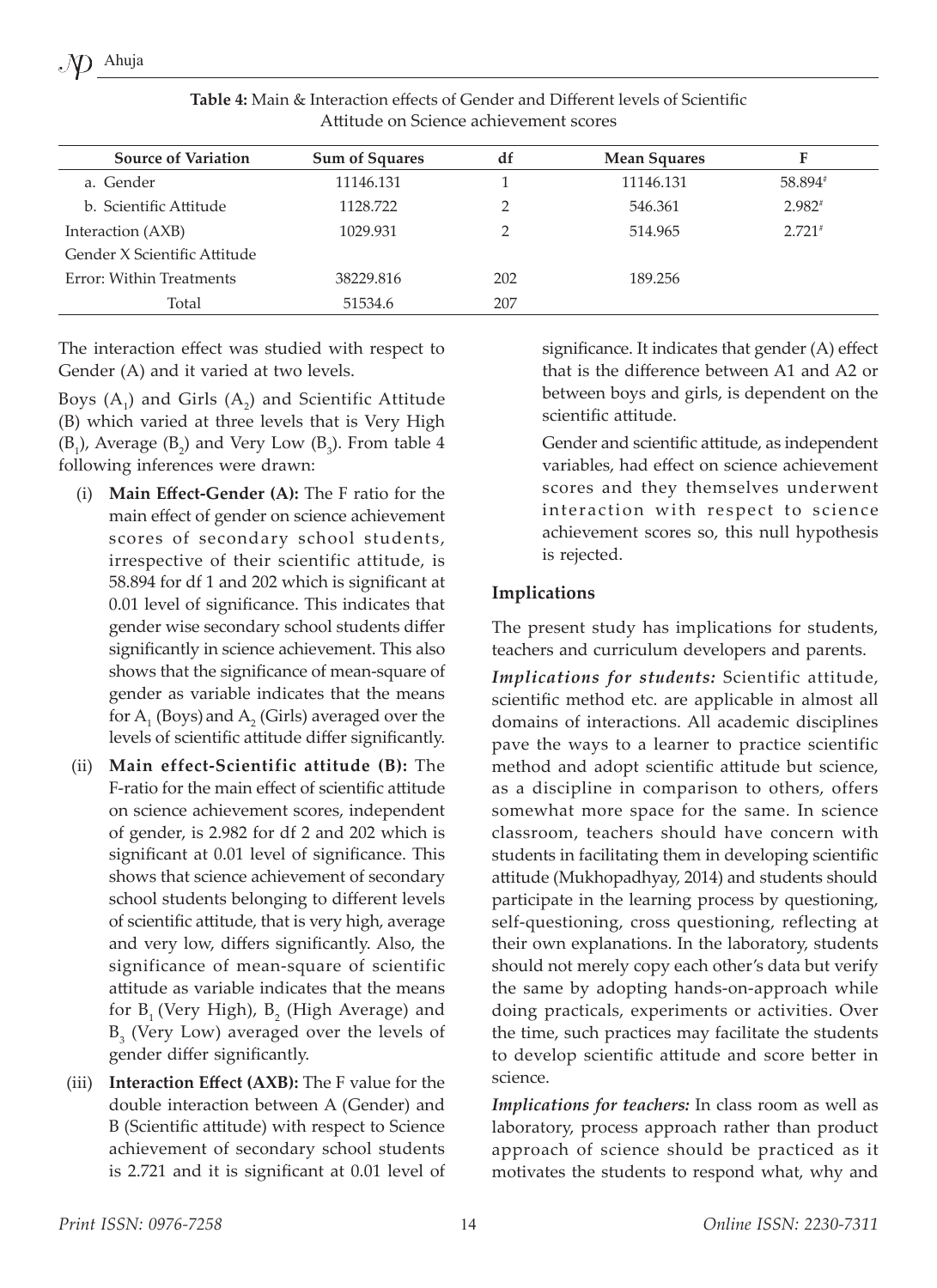**Table 4:** Main & Interaction effects of Gender and Different levels of Scientific Attitude on Science achievement scores

| Source of Variation | Sum of Squares | df | Mean Squares | F |
|---|---|---|---|---|
| a. Gender | 11146.131 | 1 | 11146.131 | 58.894[#] |
| b. Scientific Attitude | 1128.722 | 2 | 546.361 | 2.982[#] |
| Interaction (AXB) Gender X Scientific Attitude | 1029.931 | 2 | 514.965 | 2.721[#] |
| Error: Within Treatments | 38229.816 | 202 | 189.256 | |
| Total | 51534.6 | 207 | | |

The interaction effect was studied with respect to Gender (A) and it varied at two levels.

Boys ($A_1$) and Girls ($A_2$) and Scientific Attitude (B) which varied at three levels that is Very High ($B_1$), Average ($B_2$) and Very Low ($B_3$). From table 4 following inferences were drawn:

(i) **Main Effect-Gender (A):** The F ratio for the main effect of gender on science achievement scores of secondary school students, irrespective of their scientific attitude, is 58.894 for df 1 and 202 which is significant at 0.01 level of significance. This indicates that gender wise secondary school students differ significantly in science achievement. This also shows that the significance of mean-square of gender as variable indicates that the means for $A_1$ (Boys) and $A_2$ (Girls) averaged over the levels of scientific attitude differ significantly.

(ii) **Main effect-Scientific attitude (B):** The F-ratio for the main effect of scientific attitude on science achievement scores, independent of gender, is 2.982 for df 2 and 202 which is significant at 0.01 level of significance. This shows that science achievement of secondary school students belonging to different levels of scientific attitude, that is very high, average and very low, differs significantly. Also, the significance of mean-square of scientific attitude as variable indicates that the means for $B_1$ (Very High), $B_2$ (High Average) and $B_3$ (Very Low) averaged over the levels of gender differ significantly.

(iii) **Interaction Effect (AXB):** The F value for the double interaction between A (Gender) and B (Scientific attitude) with respect to Science achievement of secondary school students is 2.721 and it is significant at 0.01 level of significance. It indicates that gender (A) effect that is the difference between A1 and A2 or between boys and girls, is dependent on the scientific attitude.

Gender and scientific attitude, as independent variables, had effect on science achievement scores and they themselves underwent interaction with respect to science achievement scores so, this null hypothesis is rejected.

## Implications

The present study has implications for students, teachers and curriculum developers and parents.

***Implications for students:*** Scientific attitude, scientific method etc. are applicable in almost all domains of interactions. All academic disciplines pave the ways to a learner to practice scientific method and adopt scientific attitude but science, as a discipline in comparison to others, offers somewhat more space for the same. In science classroom, teachers should have concern with students in facilitating them in developing scientific attitude (Mukhopadhyay, 2014) and students should participate in the learning process by questioning, self-questioning, cross questioning, reflecting at their own explanations. In the laboratory, students should not merely copy each other's data but verify the same by adopting hands-on-approach while doing practicals, experiments or activities. Over the time, such practices may facilitate the students to develop scientific attitude and score better in science.

***Implications for teachers:*** In class room as well as laboratory, process approach rather than product approach of science should be practiced as it motivates the students to respond what, why and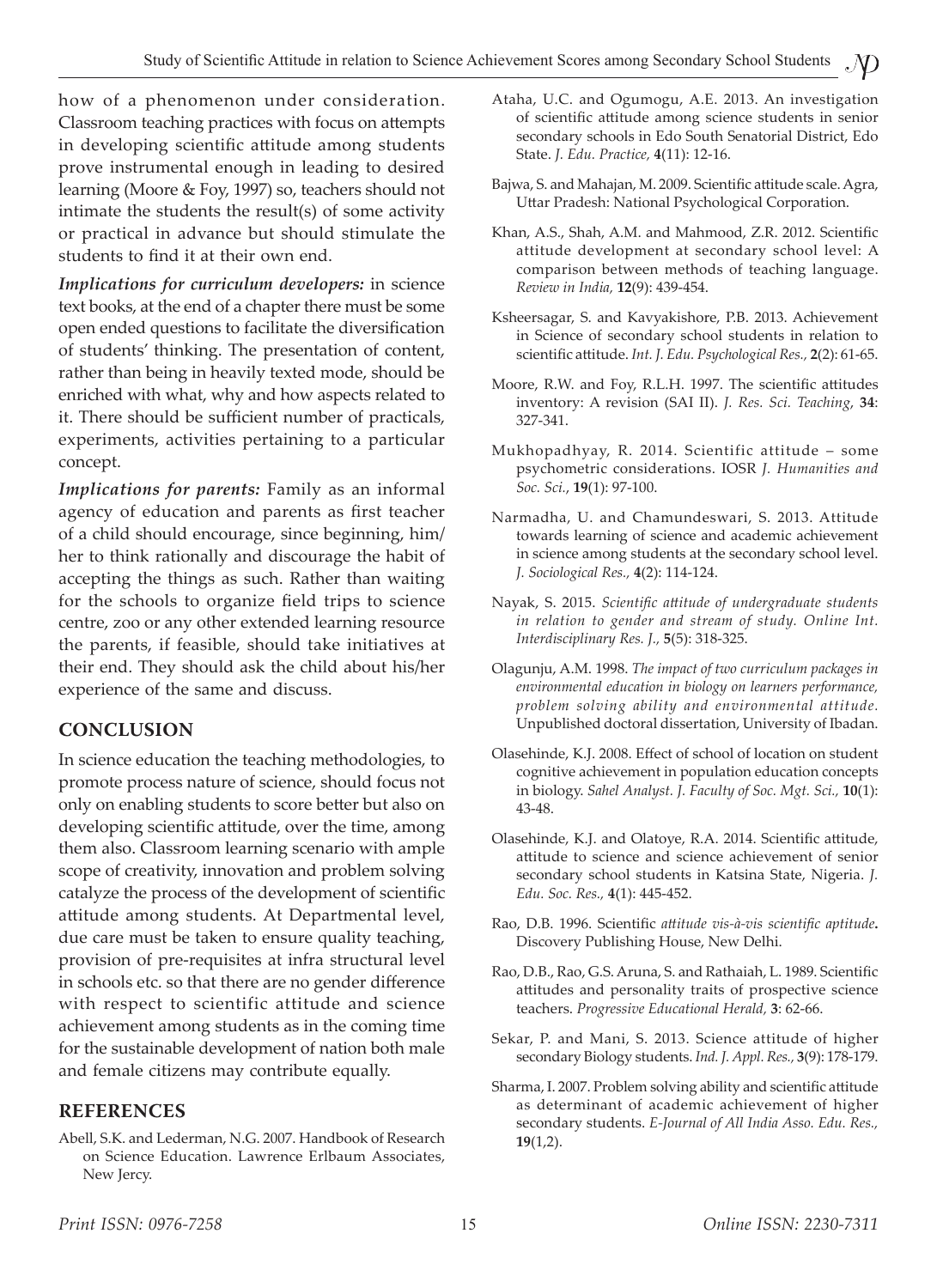how of a phenomenon under consideration. Classroom teaching practices with focus on attempts in developing scientific attitude among students prove instrumental enough in leading to desired learning (Moore & Foy, 1997) so, teachers should not intimate the students the result(s) of some activity or practical in advance but should stimulate the students to find it at their own end.

***Implications for curriculum developers:*** in science text books, at the end of a chapter there must be some open ended questions to facilitate the diversification of students' thinking. The presentation of content, rather than being in heavily texted mode, should be enriched with what, why and how aspects related to it. There should be sufficient number of practicals, experiments, activities pertaining to a particular concept.

***Implications for parents:*** Family as an informal agency of education and parents as first teacher of a child should encourage, since beginning, him/her to think rationally and discourage the habit of accepting the things as such. Rather than waiting for the schools to organize field trips to science centre, zoo or any other extended learning resource the parents, if feasible, should take initiatives at their end. They should ask the child about his/her experience of the same and discuss.

## CONCLUSION

In science education the teaching methodologies, to promote process nature of science, should focus not only on enabling students to score better but also on developing scientific attitude, over the time, among them also. Classroom learning scenario with ample scope of creativity, innovation and problem solving catalyze the process of the development of scientific attitude among students. At Departmental level, due care must be taken to ensure quality teaching, provision of pre-requisites at infra structural level in schools etc. so that there are no gender difference with respect to scientific attitude and science achievement among students as in the coming time for the sustainable development of nation both male and female citizens may contribute equally.

## REFERENCES

Abell, S.K. and Lederman, N.G. 2007. Handbook of Research on Science Education. Lawrence Erlbaum Associates, New Jercy.

Ataha, U.C. and Ogumogu, A.E. 2013. An investigation of scientific attitude among science students in senior secondary schools in Edo South Senatorial District, Edo State. *J. Edu. Practice,* **4**(11): 12-16.

Bajwa, S. and Mahajan, M. 2009. Scientific attitude scale. Agra, Uttar Pradesh: National Psychological Corporation.

Khan, A.S., Shah, A.M. and Mahmood, Z.R. 2012. Scientific attitude development at secondary school level: A comparison between methods of teaching language. *Review in India,* **12**(9): 439-454.

Ksheersagar, S. and Kavyakishore, P.B. 2013. Achievement in Science of secondary school students in relation to scientific attitude. *Int. J. Edu. Psychological Res.,* **2**(2): 61-65.

Moore, R.W. and Foy, R.L.H. 1997. The scientific attitudes inventory: A revision (SAI II). *J. Res. Sci. Teaching*, **34**: 327-341.

Mukhopadhyay, R. 2014. Scientific attitude – some psychometric considerations. IOSR *J. Humanities and Soc. Sci.*, **19**(1): 97-100.

Narmadha, U. and Chamundeswari, S. 2013. Attitude towards learning of science and academic achievement in science among students at the secondary school level. *J. Sociological Res.,* **4**(2): 114-124.

Nayak, S. 2015. *Scientific attitude of undergraduate students in relation to gender and stream of study. Online Int. Interdisciplinary Res. J.,* **5**(5): 318-325.

Olagunju, A.M. 1998. *The impact of two curriculum packages in environmental education in biology on learners performance, problem solving ability and environmental attitude.* Unpublished doctoral dissertation, University of Ibadan.

Olasehinde, K.J. 2008. Effect of school of location on student cognitive achievement in population education concepts in biology. *Sahel Analyst. J. Faculty of Soc. Mgt. Sci.,* **10**(1): 43-48.

Olasehinde, K.J. and Olatoye, R.A. 2014. Scientific attitude, attitude to science and science achievement of senior secondary school students in Katsina State, Nigeria. *J. Edu. Soc. Res.,* **4**(1): 445-452.

Rao, D.B. 1996. Scientific *attitude vis-à-vis scientific aptitude***.** Discovery Publishing House, New Delhi.

Rao, D.B., Rao, G.S. Aruna, S. and Rathaiah, L. 1989. Scientific attitudes and personality traits of prospective science teachers. *Progressive Educational Herald,* **3**: 62-66.

Sekar, P. and Mani, S. 2013. Science attitude of higher secondary Biology students. *Ind. J. Appl. Res.,* **3**(9): 178-179.

Sharma, I. 2007. Problem solving ability and scientific attitude as determinant of academic achievement of higher secondary students. *E-Journal of All India Asso. Edu. Res.,* **19**(1,2).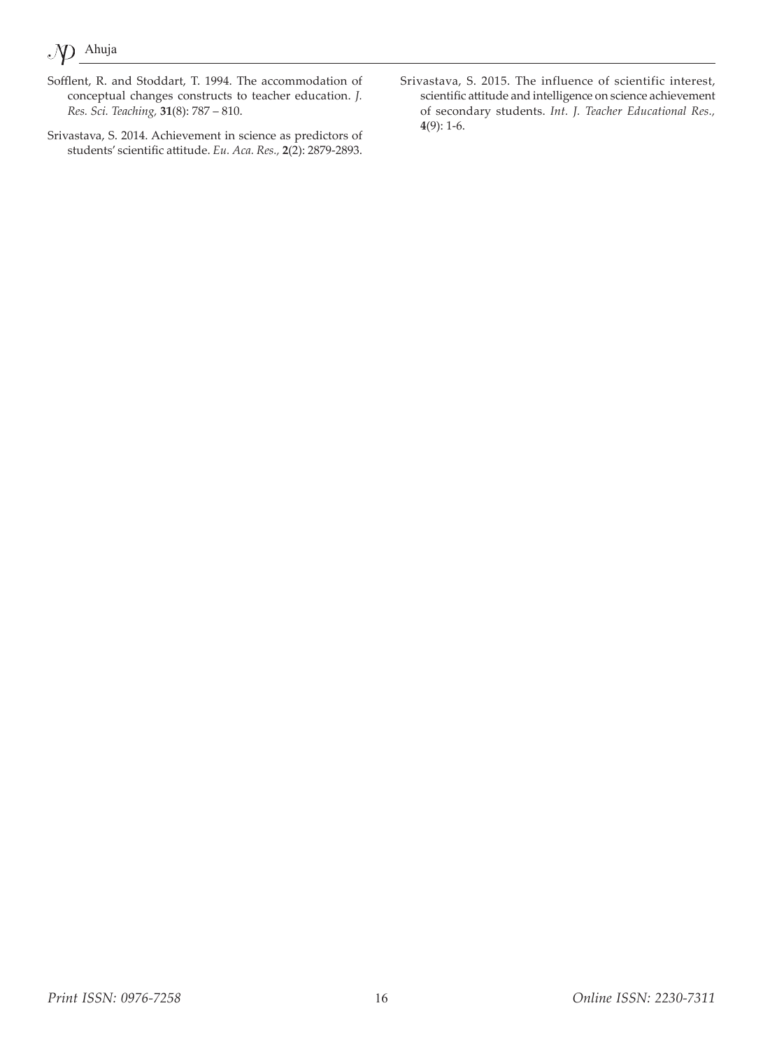Sofflent, R. and Stoddart, T. 1994. The accommodation of conceptual changes constructs to teacher education. *J. Res. Sci. Teaching,* **31**(8): 787 – 810.

Srivastava, S. 2014. Achievement in science as predictors of students' scientific attitude. *Eu. Aca. Res.,* **2**(2): 2879-2893.

Srivastava, S. 2015. The influence of scientific interest, scientific attitude and intelligence on science achievement of secondary students. *Int. J. Teacher Educational Res.,* **4**(9): 1-6.